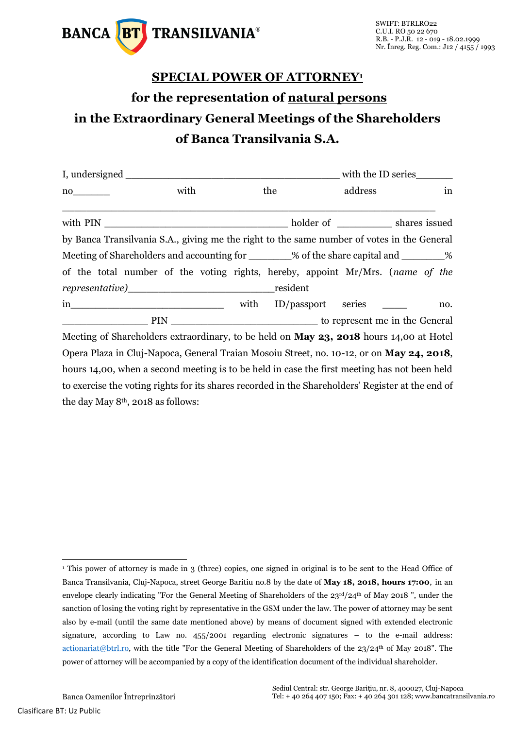# SPECIAL POWER OF ATTORNEY[1]

## for the representation of natural persons in the Extraordinary General Meetings of the Shareholders of Banca Transilvania S.A.

I, undersigned ____________________________________ with the ID series______ no______ with the address in ______________________________________________________________ with PIN ______________________________ holder of _________ shares issued by Banca Transilvania S.A., giving me the right to the same number of votes in the General Meeting of Shareholders and accounting for _______% of the share capital and _______% of the total number of the voting rights, hereby, appoint Mr/Mrs. (*name of the representative)*________________________resident in__________________________ with ID/passport series _____ no. ______________ PIN ________________________ to represent me in the General Meeting of Shareholders extraordinary, to be held on **May 23, 2018** hours 14,00 at Hotel Opera Plaza in Cluj-Napoca, General Traian Mosoiu Street, no. 10-12, or on **May 24, 2018**, hours 14,00, when a second meeting is to be held in case the first meeting has not been held to exercise the voting rights for its shares recorded in the Shareholders' Register at the end of the day May 8th, 2018 as follows:

---

[1] This power of attorney is made in 3 (three) copies, one signed in original is to be sent to the Head Office of Banca Transilvania, Cluj-Napoca, street George Baritiu no.8 by the date of **May 18, 2018, hours 17:00**, in an envelope clearly indicating "For the General Meeting of Shareholders of the 23rd/24th of May 2018 ", under the sanction of losing the voting right by representative in the GSM under the law. The power of attorney may be sent also by e-mail (until the same date mentioned above) by means of document signed with extended electronic signature, according to Law no. 455/2001 regarding electronic signatures – to the e-mail address: actionariat@btrl.ro, with the title "For the General Meeting of Shareholders of the 23/24th of May 2018". The power of attorney will be accompanied by a copy of the identification document of the individual shareholder.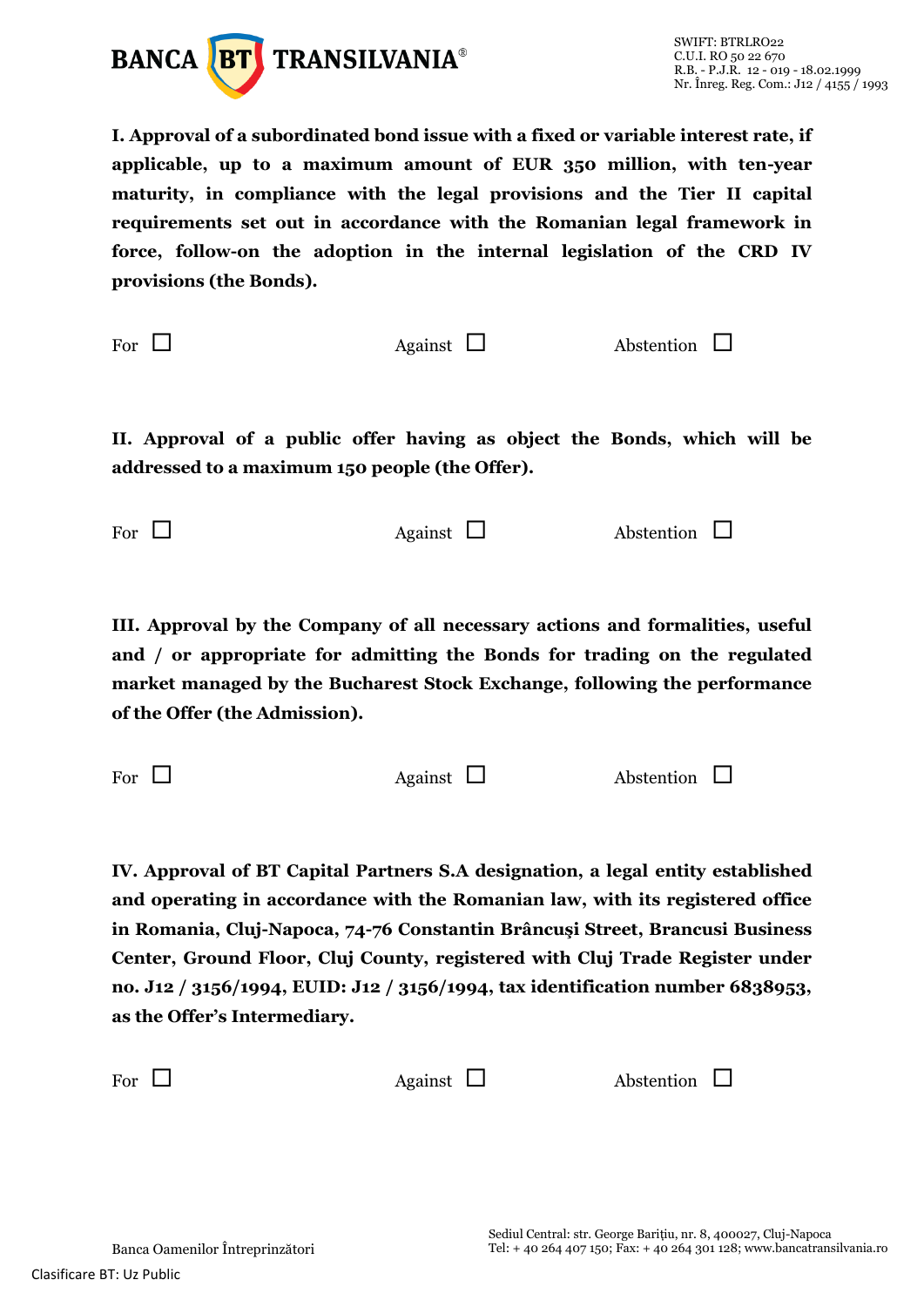**I. Approval of a subordinated bond issue with a fixed or variable interest rate, if applicable, up to a maximum amount of EUR 350 million, with ten-year maturity, in compliance with the legal provisions and the Tier II capital requirements set out in accordance with the Romanian legal framework in force, follow-on the adoption in the internal legislation of the CRD IV provisions (the Bonds).**

For ☐ Against ☐ Abstention ☐

**II. Approval of a public offer having as object the Bonds, which will be addressed to a maximum 150 people (the Offer).**

For ☐ Against ☐ Abstention ☐

**III. Approval by the Company of all necessary actions and formalities, useful and / or appropriate for admitting the Bonds for trading on the regulated market managed by the Bucharest Stock Exchange, following the performance of the Offer (the Admission).**

For ☐ Against ☐ Abstention ☐

**IV. Approval of BT Capital Partners S.A designation, a legal entity established and operating in accordance with the Romanian law, with its registered office in Romania, Cluj-Napoca, 74-76 Constantin Brâncuşi Street, Brancusi Business Center, Ground Floor, Cluj County, registered with Cluj Trade Register under no. J12 / 3156/1994, EUID: J12 / 3156/1994, tax identification number 6838953, as the Offer's Intermediary.**

For ☐ Against ☐ Abstention ☐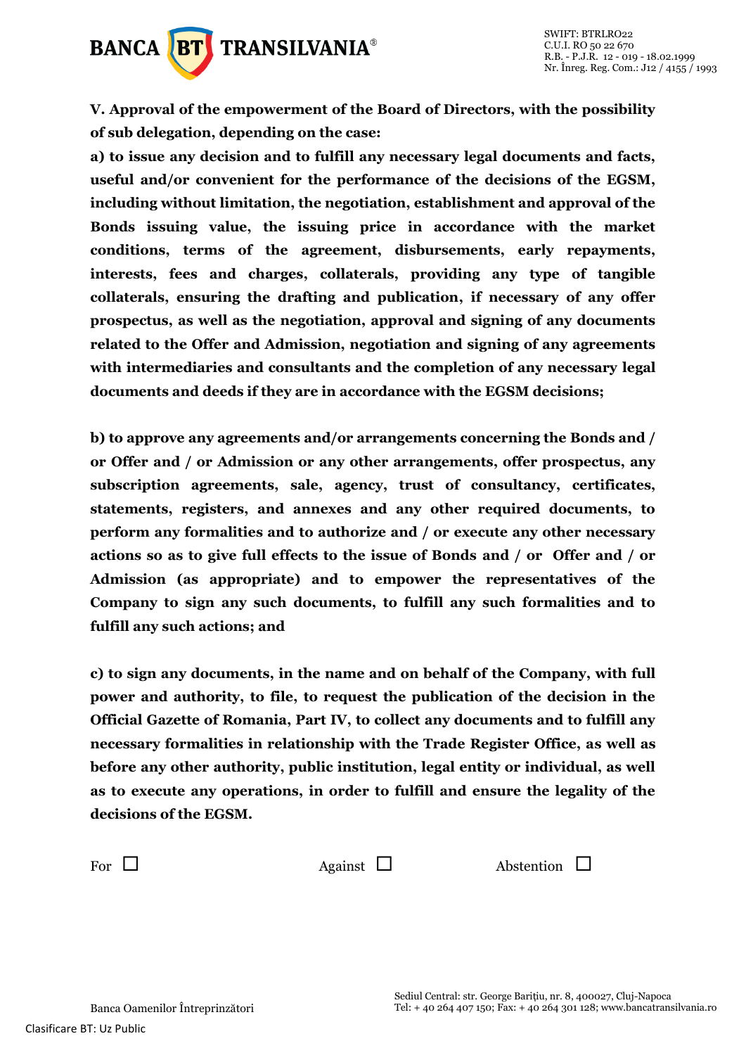**V. Approval of the empowerment of the Board of Directors, with the possibility of sub delegation, depending on the case:**

**a) to issue any decision and to fulfill any necessary legal documents and facts, useful and/or convenient for the performance of the decisions of the EGSM, including without limitation, the negotiation, establishment and approval of the Bonds issuing value, the issuing price in accordance with the market conditions, terms of the agreement, disbursements, early repayments, interests, fees and charges, collaterals, providing any type of tangible collaterals, ensuring the drafting and publication, if necessary of any offer prospectus, as well as the negotiation, approval and signing of any documents related to the Offer and Admission, negotiation and signing of any agreements with intermediaries and consultants and the completion of any necessary legal documents and deeds if they are in accordance with the EGSM decisions;**

**b) to approve any agreements and/or arrangements concerning the Bonds and / or Offer and / or Admission or any other arrangements, offer prospectus, any subscription agreements, sale, agency, trust of consultancy, certificates, statements, registers, and annexes and any other required documents, to perform any formalities and to authorize and / or execute any other necessary actions so as to give full effects to the issue of Bonds and / or Offer and / or Admission (as appropriate) and to empower the representatives of the Company to sign any such documents, to fulfill any such formalities and to fulfill any such actions; and**

**c) to sign any documents, in the name and on behalf of the Company, with full power and authority, to file, to request the publication of the decision in the Official Gazette of Romania, Part IV, to collect any documents and to fulfill any necessary formalities in relationship with the Trade Register Office, as well as before any other authority, public institution, legal entity or individual, as well as to execute any operations, in order to fulfill and ensure the legality of the decisions of the EGSM.**

For ☐ Against ☐ Abstention ☐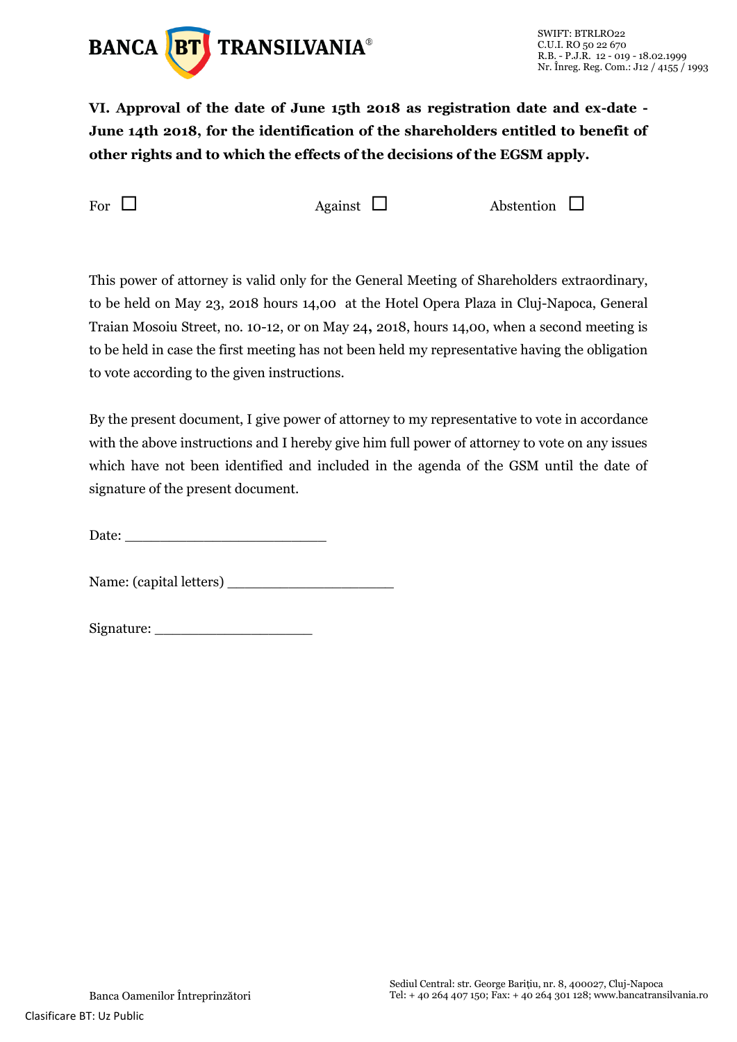**VI. Approval of the date of June 15th 2018 as registration date and ex-date - June 14th 2018, for the identification of the shareholders entitled to benefit of other rights and to which the effects of the decisions of the EGSM apply.**

For ☐ Against ☐ Abstention ☐

This power of attorney is valid only for the General Meeting of Shareholders extraordinary, to be held on May 23, 2018 hours 14,00 at the Hotel Opera Plaza in Cluj-Napoca, General Traian Mosoiu Street, no. 10-12, or on May 24, 2018, hours 14,00, when a second meeting is to be held in case the first meeting has not been held my representative having the obligation to vote according to the given instructions.

By the present document, I give power of attorney to my representative to vote in accordance with the above instructions and I hereby give him full power of attorney to vote on any issues which have not been identified and included in the agenda of the GSM until the date of signature of the present document.

Date: ________________________

Name: (capital letters) ____________________

Signature: ___________________